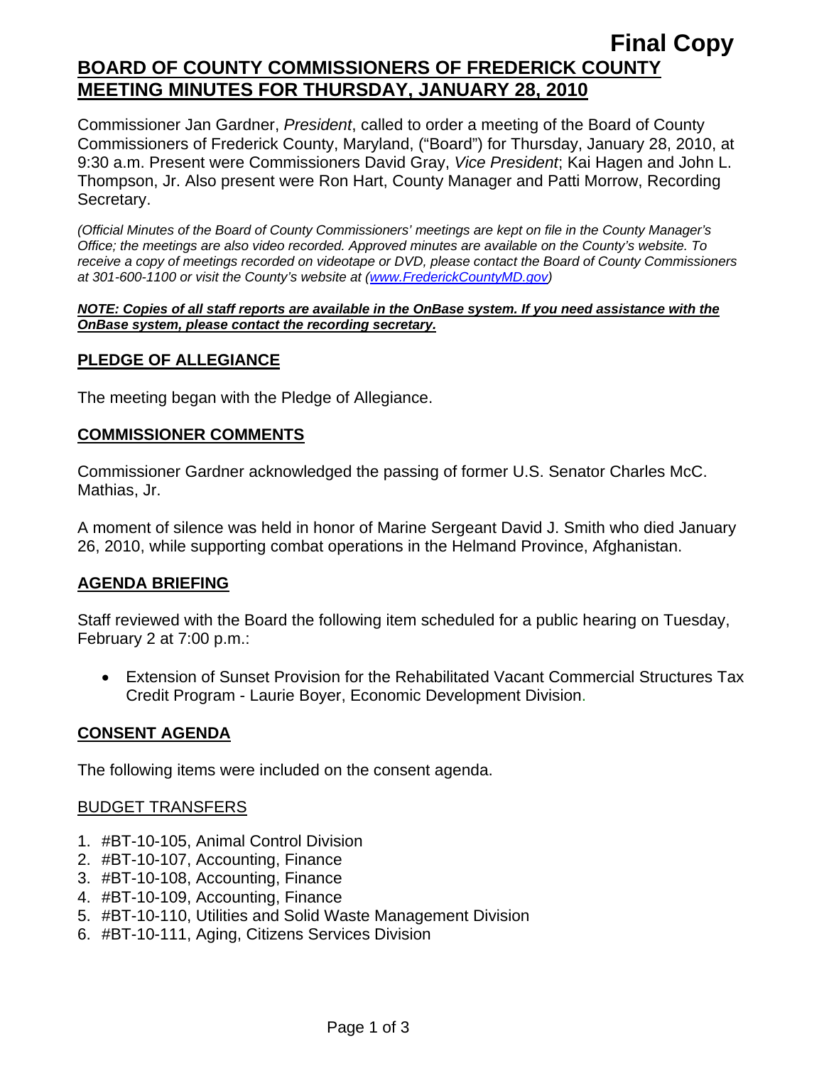**Final Copy**

# BOARD OF COUNTY COMMISSIONERS OF FREDERICK COUNTY MEETING MINUTES FOR THURSDAY, JANUARY 28, 2010

Commissioner Jan Gardner, *President*, called to order a meeting of the Board of County Commissioners of Frederick County, Maryland, ("Board") for Thursday, January 28, 2010, at 9:30 a.m. Present were Commissioners David Gray, *Vice President*; Kai Hagen and John L. Thompson, Jr. Also present were Ron Hart, County Manager and Patti Morrow, Recording Secretary.

*(Official Minutes of the Board of County Commissioners' meetings are kept on file in the County Manager's Office; the meetings are also video recorded. Approved minutes are available on the County's website. To receive a copy of meetings recorded on videotape or DVD, please contact the Board of County Commissioners at 301-600-1100 or visit the County's website at (www.FrederickCountyMD.gov)*

***NOTE: Copies of all staff reports are available in the OnBase system. If you need assistance with the OnBase system, please contact the recording secretary.***

## PLEDGE OF ALLEGIANCE

The meeting began with the Pledge of Allegiance.

## COMMISSIONER COMMENTS

Commissioner Gardner acknowledged the passing of former U.S. Senator Charles McC. Mathias, Jr.

A moment of silence was held in honor of Marine Sergeant David J. Smith who died January 26, 2010, while supporting combat operations in the Helmand Province, Afghanistan.

## AGENDA BRIEFING

Staff reviewed with the Board the following item scheduled for a public hearing on Tuesday, February 2 at 7:00 p.m.:

- Extension of Sunset Provision for the Rehabilitated Vacant Commercial Structures Tax Credit Program - Laurie Boyer, Economic Development Division.

## CONSENT AGENDA

The following items were included on the consent agenda.

### BUDGET TRANSFERS

1. #BT-10-105, Animal Control Division
2. #BT-10-107, Accounting, Finance
3. #BT-10-108, Accounting, Finance
4. #BT-10-109, Accounting, Finance
5. #BT-10-110, Utilities and Solid Waste Management Division
6. #BT-10-111, Aging, Citizens Services Division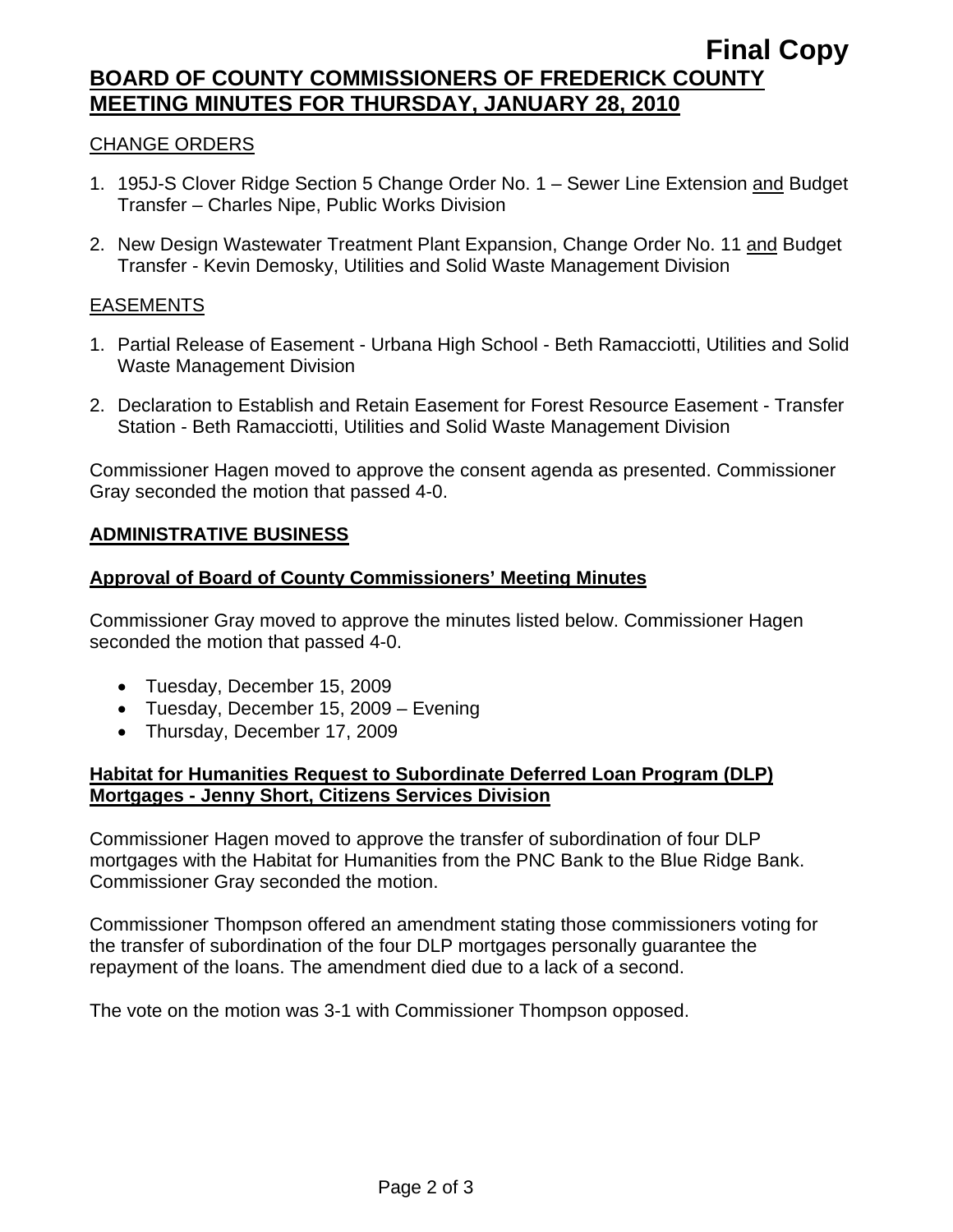CHANGE ORDERS

1. 195J-S Clover Ridge Section 5 Change Order No. 1 – Sewer Line Extension and Budget Transfer – Charles Nipe, Public Works Division

2. New Design Wastewater Treatment Plant Expansion, Change Order No. 11 and Budget Transfer - Kevin Demosky, Utilities and Solid Waste Management Division

EASEMENTS

1. Partial Release of Easement - Urbana High School - Beth Ramacciotti, Utilities and Solid Waste Management Division

2. Declaration to Establish and Retain Easement for Forest Resource Easement - Transfer Station - Beth Ramacciotti, Utilities and Solid Waste Management Division

Commissioner Hagen moved to approve the consent agenda as presented. Commissioner Gray seconded the motion that passed 4-0.

## ADMINISTRATIVE BUSINESS

### Approval of Board of County Commissioners' Meeting Minutes

Commissioner Gray moved to approve the minutes listed below. Commissioner Hagen seconded the motion that passed 4-0.

- Tuesday, December 15, 2009
- Tuesday, December 15, 2009 – Evening
- Thursday, December 17, 2009

### Habitat for Humanities Request to Subordinate Deferred Loan Program (DLP) Mortgages - Jenny Short, Citizens Services Division

Commissioner Hagen moved to approve the transfer of subordination of four DLP mortgages with the Habitat for Humanities from the PNC Bank to the Blue Ridge Bank. Commissioner Gray seconded the motion.

Commissioner Thompson offered an amendment stating those commissioners voting for the transfer of subordination of the four DLP mortgages personally guarantee the repayment of the loans. The amendment died due to a lack of a second.

The vote on the motion was 3-1 with Commissioner Thompson opposed.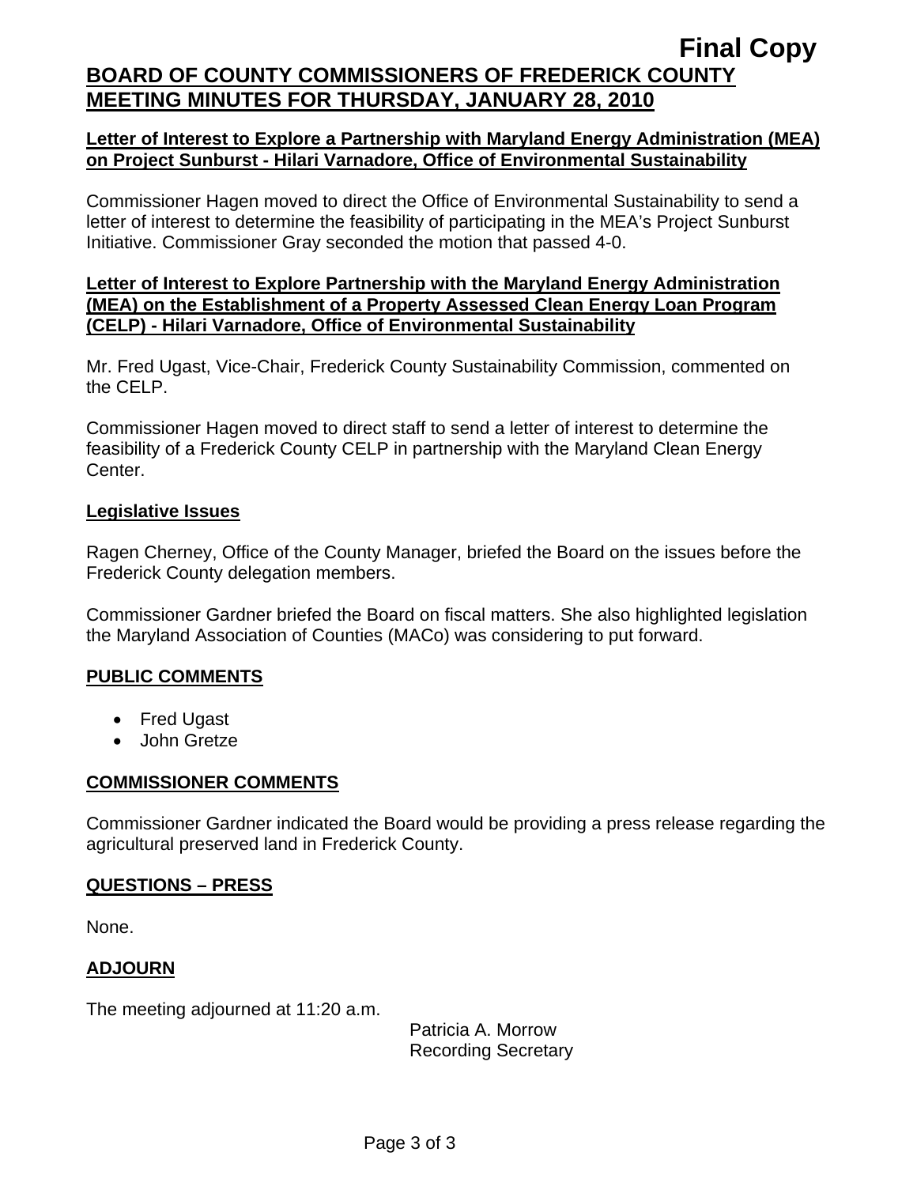**Final Copy**

# BOARD OF COUNTY COMMISSIONERS OF FREDERICK COUNTY MEETING MINUTES FOR THURSDAY, JANUARY 28, 2010

**Letter of Interest to Explore a Partnership with Maryland Energy Administration (MEA) on Project Sunburst - Hilari Varnadore, Office of Environmental Sustainability**

Commissioner Hagen moved to direct the Office of Environmental Sustainability to send a letter of interest to determine the feasibility of participating in the MEA's Project Sunburst Initiative. Commissioner Gray seconded the motion that passed 4-0.

**Letter of Interest to Explore Partnership with the Maryland Energy Administration (MEA) on the Establishment of a Property Assessed Clean Energy Loan Program (CELP) - Hilari Varnadore, Office of Environmental Sustainability**

Mr. Fred Ugast, Vice-Chair, Frederick County Sustainability Commission, commented on the CELP.

Commissioner Hagen moved to direct staff to send a letter of interest to determine the feasibility of a Frederick County CELP in partnership with the Maryland Clean Energy Center.

**Legislative Issues**

Ragen Cherney, Office of the County Manager, briefed the Board on the issues before the Frederick County delegation members.

Commissioner Gardner briefed the Board on fiscal matters. She also highlighted legislation the Maryland Association of Counties (MACo) was considering to put forward.

**PUBLIC COMMENTS**

- Fred Ugast
- John Gretze

**COMMISSIONER COMMENTS**

Commissioner Gardner indicated the Board would be providing a press release regarding the agricultural preserved land in Frederick County.

**QUESTIONS – PRESS**

None.

**ADJOURN**

The meeting adjourned at 11:20 a.m.

Patricia A. Morrow
Recording Secretary